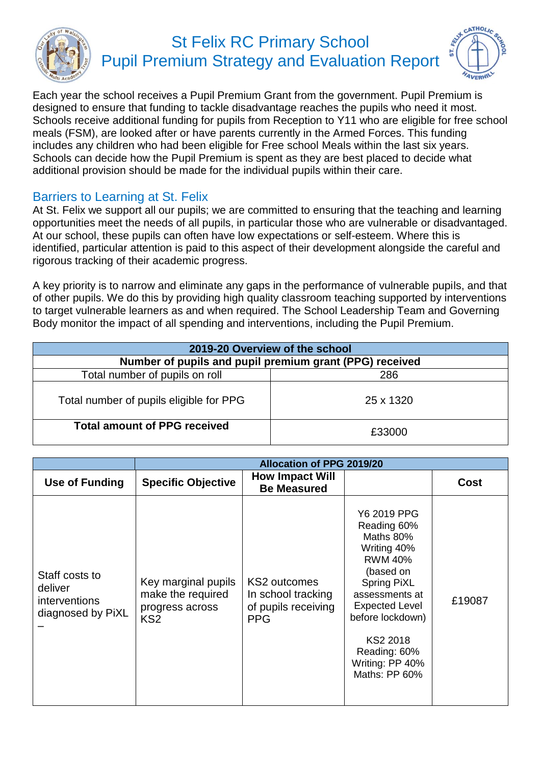# St Felix RC Primary School
# Pupil Premium Strategy and Evaluation Report

Each year the school receives a Pupil Premium Grant from the government. Pupil Premium is designed to ensure that funding to tackle disadvantage reaches the pupils who need it most. Schools receive additional funding for pupils from Reception to Y11 who are eligible for free school meals (FSM), are looked after or have parents currently in the Armed Forces. This funding includes any children who had been eligible for Free school Meals within the last six years. Schools can decide how the Pupil Premium is spent as they are best placed to decide what additional provision should be made for the individual pupils within their care.

## Barriers to Learning at St. Felix

At St. Felix we support all our pupils; we are committed to ensuring that the teaching and learning opportunities meet the needs of all pupils, in particular those who are vulnerable or disadvantaged. At our school, these pupils can often have low expectations or self-esteem. Where this is identified, particular attention is paid to this aspect of their development alongside the careful and rigorous tracking of their academic progress.

A key priority is to narrow and eliminate any gaps in the performance of vulnerable pupils, and that of other pupils. We do this by providing high quality classroom teaching supported by interventions to target vulnerable learners as and when required. The School Leadership Team and Governing Body monitor the impact of all spending and interventions, including the Pupil Premium.

| **2019-20 Overview of the school** | |
|---|---|
| **Number of pupils and pupil premium grant (PPG) received** | |
| Total number of pupils on roll | 286 |
| Total number of pupils eligible for PPG | 25 x 1320 |
| **Total amount of PPG received** | £33000 |

| | **Allocation of PPG 2019/20** | | | |
|---|---|---|---|---|
| **Use of Funding** | **Specific Objective** | **How Impact Will Be Measured** | | **Cost** |
| Staff costs to deliver interventions diagnosed by PiXL – | Key marginal pupils make the required progress across KS2 | KS2 outcomes<br>In school tracking of pupils receiving PPG | Y6 2019 PPG<br>Reading 60%<br>Maths 80%<br>Writing 40%<br>RWM 40%<br>(based on Spring PiXL assessments at Expected Level before lockdown)<br><br>KS2 2018<br>Reading: 60%<br>Writing: PP 40%<br>Maths: PP 60% | £19087 |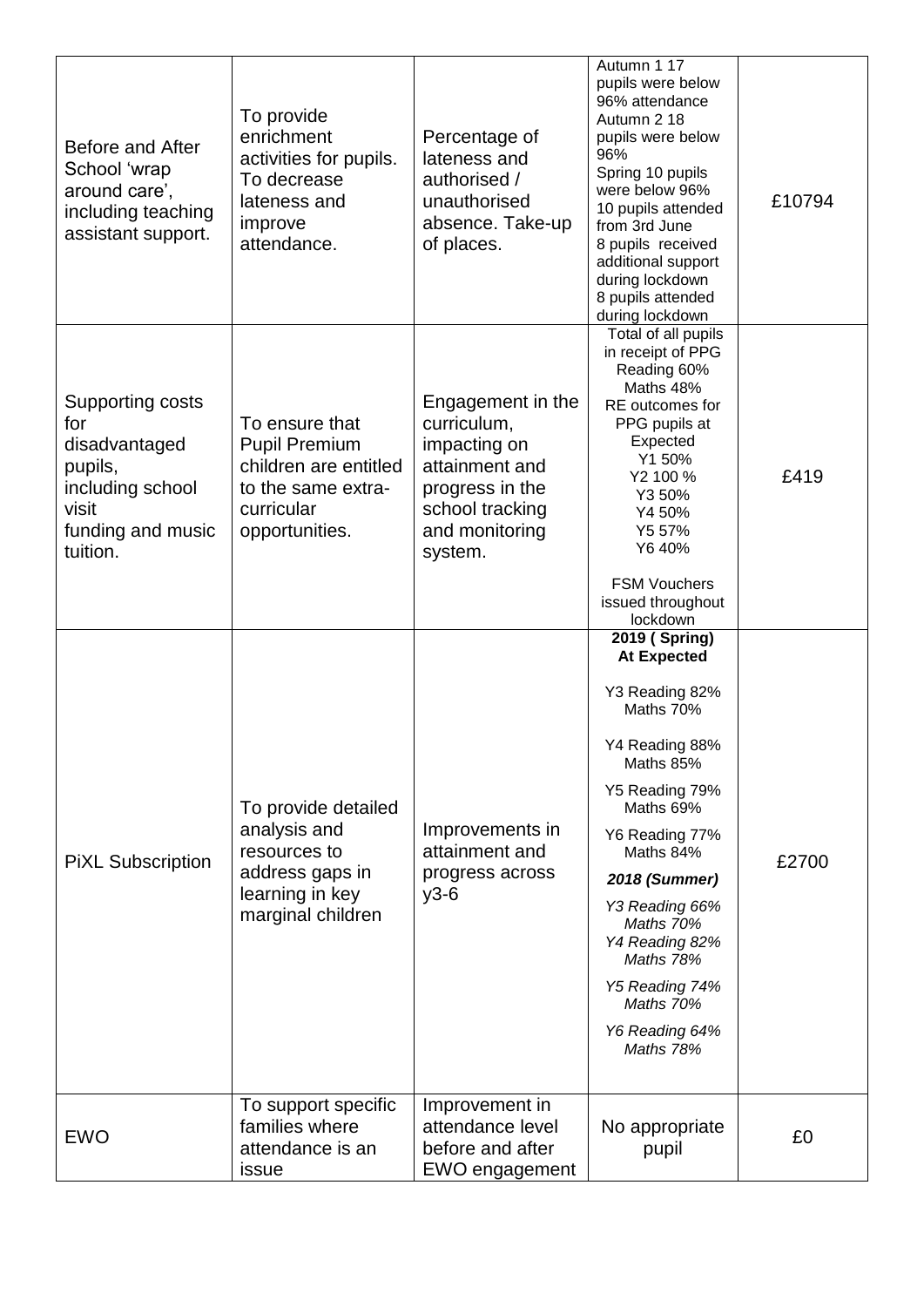| Before and After School 'wrap around care', including teaching assistant support. | To provide enrichment activities for pupils. To decrease lateness and improve attendance. | Percentage of lateness and authorised / unauthorised absence. Take-up of places. | Autumn 1 17 pupils were below 96% attendance<br>Autumn 2 18 pupils were below 96%<br>Spring 10 pupils were below 96%<br>10 pupils attended from 3rd June<br>8 pupils received additional support during lockdown<br>8 pupils attended during lockdown | £10794 |
|---|---|---|---|---|
| Supporting costs for disadvantaged pupils, including school visit funding and music tuition. | To ensure that Pupil Premium children are entitled to the same extra-curricular opportunities. | Engagement in the curriculum, impacting on attainment and progress in the school tracking and monitoring system. | Total of all pupils in receipt of PPG<br>Reading 60%<br>Maths 48%<br>RE outcomes for PPG pupils at Expected<br>Y1 50%<br>Y2 100 %<br>Y3 50%<br>Y4 50%<br>Y5 57%<br>Y6 40%<br><br>FSM Vouchers issued throughout lockdown | £419 |
| PiXL Subscription | To provide detailed analysis and resources to address gaps in learning in key marginal children | Improvements in attainment and progress across y3-6 | **2019 ( Spring) At Expected**<br><br>Y3 Reading 82%<br>Maths 70%<br><br>Y4 Reading 88%<br>Maths 85%<br><br>Y5 Reading 79%<br>Maths 69%<br><br>Y6 Reading 77%<br>Maths 84%<br><br>***2018 (Summer)***<br><br>*Y3 Reading 66%*<br>*Maths 70%*<br>*Y4 Reading 82%*<br>*Maths 78%*<br><br>*Y5 Reading 74%*<br>*Maths 70%*<br><br>*Y6 Reading 64%*<br>*Maths 78%* | £2700 |
| EWO | To support specific families where attendance is an issue | Improvement in attendance level before and after EWO engagement | No appropriate pupil | £0 |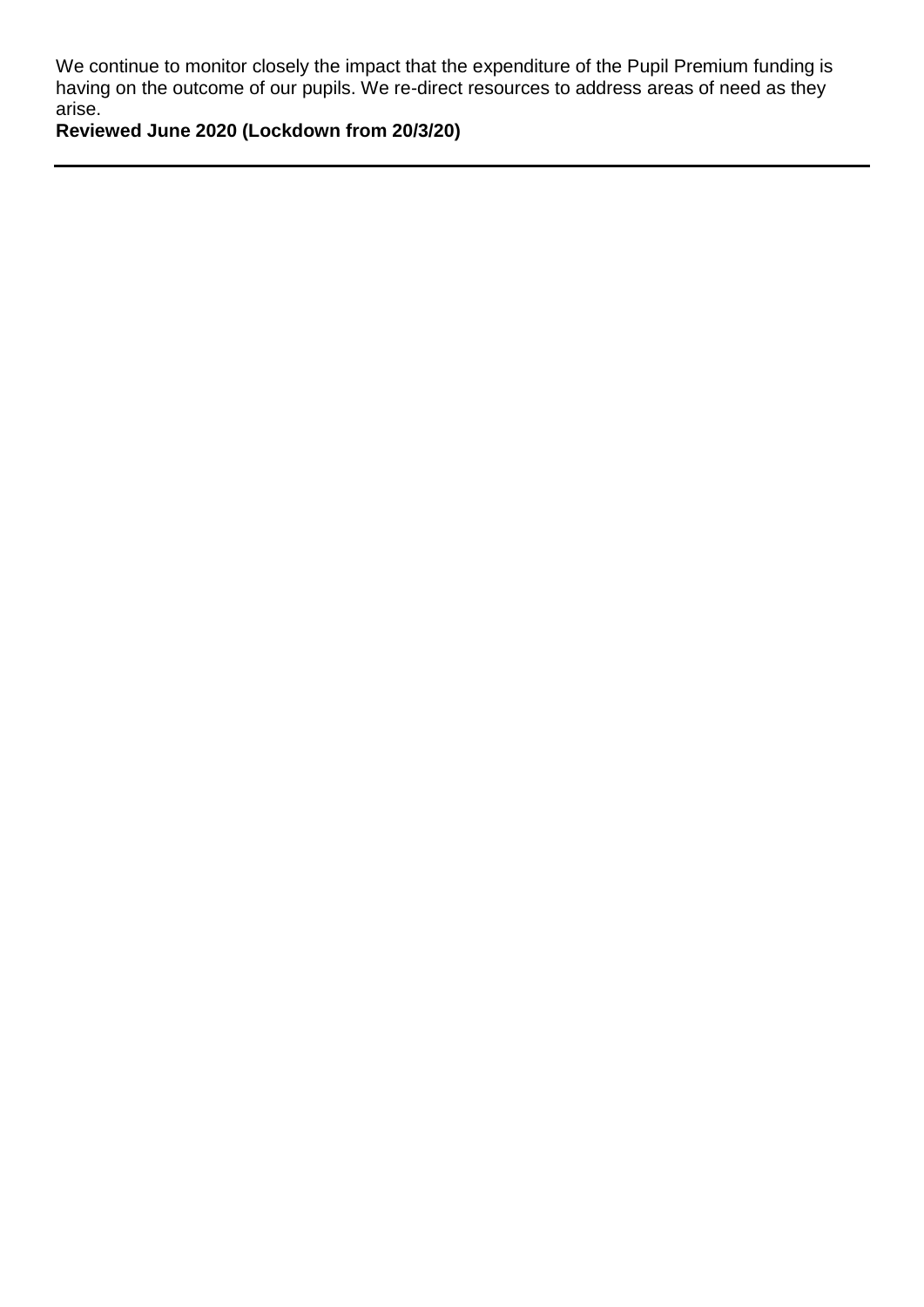We continue to monitor closely the impact that the expenditure of the Pupil Premium funding is having on the outcome of our pupils. We re-direct resources to address areas of need as they arise.

**Reviewed June 2020 (Lockdown from 20/3/20)**

---